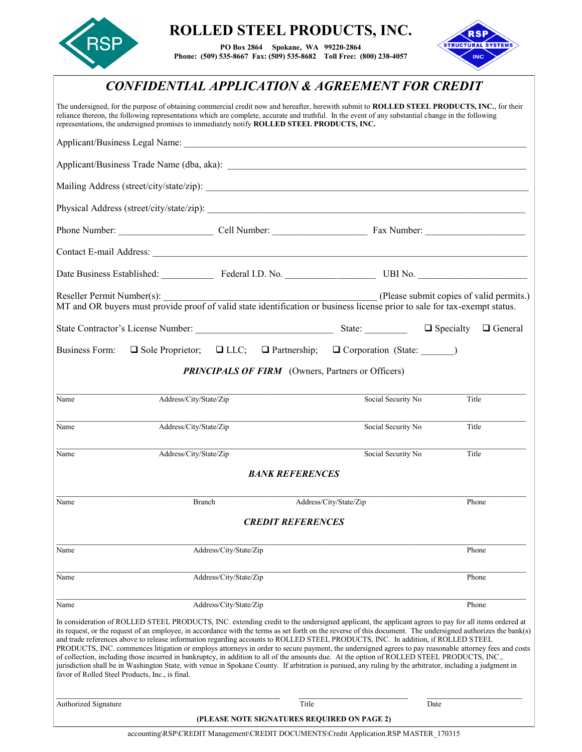# ROLLED STEEL PRODUCTS, INC.

**PO Box 2864 Spokane, WA 99220-2864**
**Phone: (509) 535-8667 Fax: (509) 535-8682 Toll Free: (800) 238-4057**

## *CONFIDENTIAL APPLICATION & AGREEMENT FOR CREDIT*

The undersigned, for the purpose of obtaining commercial credit now and hereafter, herewith submit to **ROLLED STEEL PRODUCTS, INC.**, for their reliance thereon, the following representations which are complete, accurate and truthful. In the event of any substantial change in the following representations, the undersigned promises to immediately notify **ROLLED STEEL PRODUCTS, INC.**

Applicant/Business Legal Name: ______________________________

Applicant/Business Trade Name (dba, aka): ______________________________

Mailing Address (street/city/state/zip): ______________________________

Physical Address (street/city/state/zip): ______________________________

Phone Number: ____________ Cell Number: ____________ Fax Number: ____________

Contact E-mail Address: ______________________________

Date Business Established: __________ Federal I.D. No. ____________ UBI No. ____________

Reseller Permit Number(s): ______________________________ (Please submit copies of valid permits.)
MT and OR buyers must provide proof of valid state identification or business license prior to sale for tax-exempt status.

State Contractor's License Number: ____________ State: ________ ❑ Specialty ❑ General

Business Form: ❑ Sole Proprietor; ❑ LLC; ❑ Partnership; ❑ Corporation (State: _______)

### *PRINCIPALS OF FIRM* (Owners, Partners or Officers)

| Name | Address/City/State/Zip | Social Security No | Title |
|---|---|---|---|
| | | | |
| | | | |
| | | | |

### *BANK REFERENCES*

| Name | Branch | Address/City/State/Zip | Phone |
|---|---|---|---|
| | | | |

### *CREDIT REFERENCES*

| Name | Address/City/State/Zip | Phone |
|---|---|---|
| | | |
| | | |
| | | |

In consideration of ROLLED STEEL PRODUCTS, INC. extending credit to the undersigned applicant, the applicant agrees to pay for all items ordered at its request, or the request of an employee, in accordance with the terms as set forth on the reverse of this document. The undersigned authorizes the bank(s) and trade references above to release information regarding accounts to ROLLED STEEL PRODUCTS, INC. In addition, if ROLLED STEEL PRODUCTS, INC. commences litigation or employs attorneys in order to secure payment, the undersigned agrees to pay reasonable attorney fees and costs of collection, including those incurred in bankruptcy, in addition to all of the amounts due. At the option of ROLLED STEEL PRODUCTS, INC., jurisdiction shall be in Washington State, with venue in Spokane County. If arbitration is pursued, any ruling by the arbitrator, including a judgment in favor of Rolled Steel Products, Inc., is final.

______________________ ______________________ ______________________
Authorized Signature Title Date

**(PLEASE NOTE SIGNATURES REQUIRED ON PAGE 2)**

accounting\RSP\CREDIT Management\CREDIT DOCUMENTS\Credit Application.RSP MASTER_170315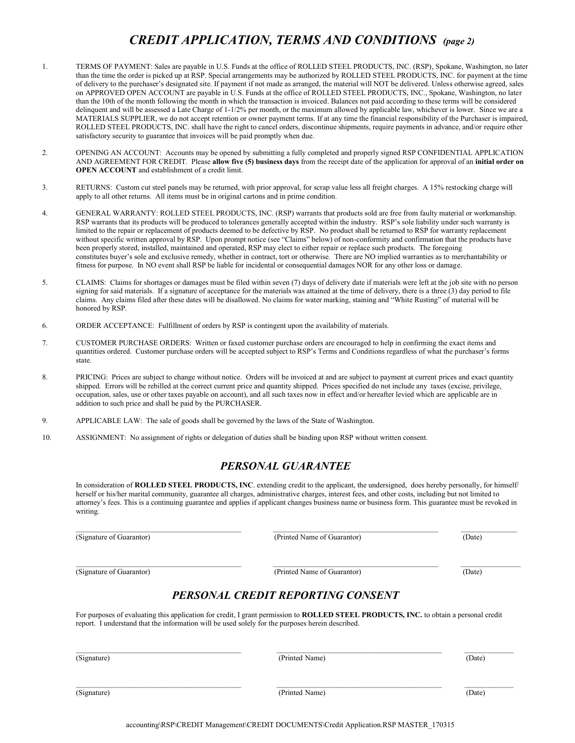# *CREDIT APPLICATION, TERMS AND CONDITIONS* *(page 2)*

1. TERMS OF PAYMENT: Sales are payable in U.S. Funds at the office of ROLLED STEEL PRODUCTS, INC. (RSP), Spokane, Washington, no later than the time the order is picked up at RSP. Special arrangements may be authorized by ROLLED STEEL PRODUCTS, INC. for payment at the time of delivery to the purchaser's designated site. If payment if not made as arranged, the material will NOT be delivered. Unless otherwise agreed, sales on APPROVED OPEN ACCOUNT are payable in U.S. Funds at the office of ROLLED STEEL PRODUCTS, INC., Spokane, Washington, no later than the 10th of the month following the month in which the transaction is invoiced. Balances not paid according to these terms will be considered delinquent and will be assessed a Late Charge of 1-1/2% per month, or the maximum allowed by applicable law, whichever is lower. Since we are a MATERIALS SUPPLIER, we do not accept retention or owner payment terms. If at any time the financial responsibility of the Purchaser is impaired, ROLLED STEEL PRODUCTS, INC. shall have the right to cancel orders, discontinue shipments, require payments in advance, and/or require other satisfactory security to guarantee that invoices will be paid promptly when due.

2. OPENING AN ACCOUNT: Accounts may be opened by submitting a fully completed and properly signed RSP CONFIDENTIAL APPLICATION AND AGREEMENT FOR CREDIT. Please **allow five (5) business days** from the receipt date of the application for approval of an **initial order on OPEN ACCOUNT** and establishment of a credit limit.

3. RETURNS: Custom cut steel panels may be returned, with prior approval, for scrap value less all freight charges. A 15% restocking charge will apply to all other returns. All items must be in original cartons and in prime condition.

4. GENERAL WARRANTY: ROLLED STEEL PRODUCTS, INC. (RSP) warrants that products sold are free from faulty material or workmanship. RSP warrants that its products will be produced to tolerances generally accepted within the industry. RSP's sole liability under such warranty is limited to the repair or replacement of products deemed to be defective by RSP. No product shall be returned to RSP for warranty replacement without specific written approval by RSP. Upon prompt notice (see "Claims" below) of non-conformity and confirmation that the products have been properly stored, installed, maintained and operated, RSP may elect to either repair or replace such products. The foregoing constitutes buyer's sole and exclusive remedy, whether in contract, tort or otherwise. There are NO implied warranties as to merchantability or fitness for purpose. In NO event shall RSP be liable for incidental or consequential damages NOR for any other loss or damage.

5. CLAIMS: Claims for shortages or damages must be filed within seven (7) days of delivery date if materials were left at the job site with no person signing for said materials. If a signature of acceptance for the materials was attained at the time of delivery, there is a three (3) day period to file claims. Any claims filed after these dates will be disallowed. No claims for water marking, staining and "White Rusting" of material will be honored by RSP.

6. ORDER ACCEPTANCE: Fulfillment of orders by RSP is contingent upon the availability of materials.

7. CUSTOMER PURCHASE ORDERS: Written or faxed customer purchase orders are encouraged to help in confirming the exact items and quantities ordered. Customer purchase orders will be accepted subject to RSP's Terms and Conditions regardless of what the purchaser's forms state.

8. PRICING: Prices are subject to change without notice. Orders will be invoiced at and are subject to payment at current prices and exact quantity shipped. Errors will be rebilled at the correct current price and quantity shipped. Prices specified do not include any taxes (excise, privilege, occupation, sales, use or other taxes payable on account), and all such taxes now in effect and/or hereafter levied which are applicable are in addition to such price and shall be paid by the PURCHASER.

9. APPLICABLE LAW: The sale of goods shall be governed by the laws of the State of Washington.

10. ASSIGNMENT: No assignment of rights or delegation of duties shall be binding upon RSP without written consent.

## *PERSONAL GUARANTEE*

In consideration of **ROLLED STEEL PRODUCTS, INC**. extending credit to the applicant, the undersigned, does hereby personally, for himself/ herself or his/her marital community, guarantee all charges, administrative charges, interest fees, and other costs, including but not limited to attorney's fees. This is a continuing guarantee and applies if applicant changes business name or business form. This guarantee must be revoked in writing.

_______________________ (Signature of Guarantor) _______________________ (Printed Name of Guarantor) __________ (Date)

_______________________ (Signature of Guarantor) _______________________ (Printed Name of Guarantor) __________ (Date)

## *PERSONAL CREDIT REPORTING CONSENT*

For purposes of evaluating this application for credit, I grant permission to **ROLLED STEEL PRODUCTS, INC.** to obtain a personal credit report. I understand that the information will be used solely for the purposes herein described.

_______________________ (Signature) _______________________ (Printed Name) __________ (Date)

_______________________ (Signature) _______________________ (Printed Name) __________ (Date)

accounting\RSP\CREDIT Management\CREDIT DOCUMENTS\Credit Application.RSP MASTER_170315